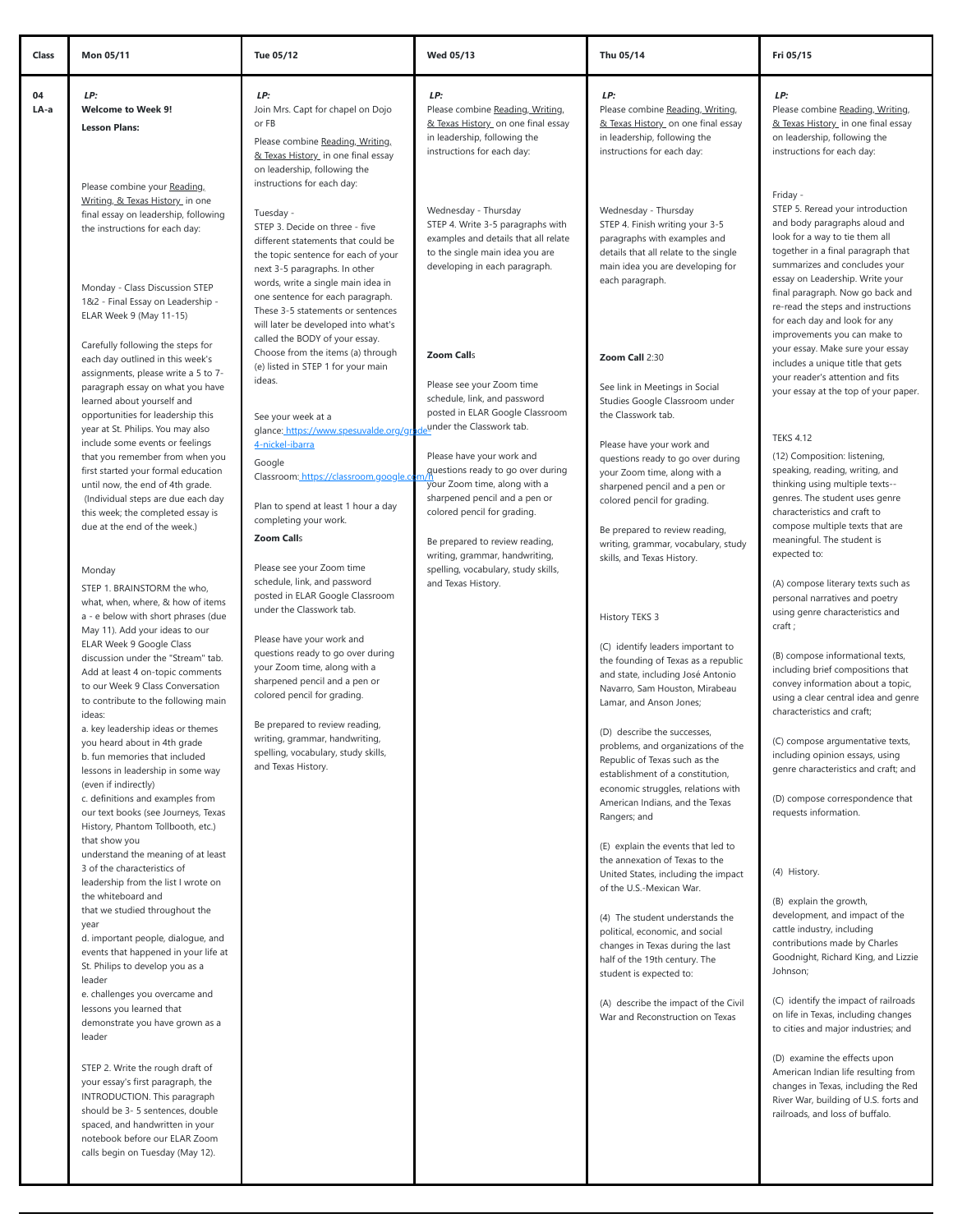| Class | Mon 05/11 | Tue 05/12 | Wed 05/13 | Thu 05/14 | Fri 05/15 |
|---|---|---|---|---|---|
| 04 LA-a | ***LP:*** <br> **Welcome to Week 9!** <br> **Lesson Plans:** <br><br> Please combine your Reading, Writing, & Texas History in one final essay on leadership, following the instructions for each day: <br><br> Monday - Class Discussion STEP 1&2 - Final Essay on Leadership - ELAR Week 9 (May 11-15) <br><br> Carefully following the steps for each day outlined in this week's assignments, please write a 5 to 7-paragraph essay on what you have learned about yourself and opportunities for leadership this year at St. Philips. You may also include some events or feelings that you remember from when you first started your formal education until now, the end of 4th grade. (Individual steps are due each day this week; the completed essay is due at the end of the week.) <br><br> Monday <br> STEP 1. BRAINSTORM the who, what, when, where, & how of items a - e below with short phrases (due May 11). Add your ideas to our ELAR Week 9 Google Class discussion under the "Stream" tab. Add at least 4 on-topic comments to our Week 9 Class Conversation to contribute to the following main ideas: <br> a. key leadership ideas or themes you heard about in 4th grade <br> b. fun memories that included lessons in leadership in some way (even if indirectly) <br> c. definitions and examples from our text books (see Journeys, Texas History, Phantom Tollbooth, etc.) that show you understand the meaning of at least 3 of the characteristics of leadership from the list I wrote on the whiteboard and that we studied throughout the year <br> d. important people, dialogue, and events that happened in your life at St. Philips to develop you as a leader <br> e. challenges you overcame and lessons you learned that demonstrate you have grown as a leader <br><br> STEP 2. Write the rough draft of your essay's first paragraph, the INTRODUCTION. This paragraph should be 3- 5 sentences, double spaced, and handwritten in your notebook before our ELAR Zoom calls begin on Tuesday (May 12). | ***LP:*** <br> Join Mrs. Capt for chapel on Dojo or FB <br><br> Please combine Reading, Writing, & Texas History in one final essay on leadership, following the instructions for each day: <br><br> Tuesday - <br> STEP 3. Decide on three - five different statements that could be the topic sentence for each of your next 3-5 paragraphs. In other words, write a single main idea in one sentence for each paragraph. These 3-5 statements or sentences will later be developed into what's called the BODY of your essay. Choose from the items (a) through (e) listed in STEP 1 for your main ideas. <br><br> See your week at a glance: https://www.spesuvalde.org/grade-4-nickel-ibarra <br><br> Google Classroom: https://classroom.google.com/h <br><br> Plan to spend at least 1 hour a day completing your work. <br><br> **Zoom Call**s <br><br> Please see your Zoom time schedule, link, and password posted in ELAR Google Classroom under the Classwork tab. <br><br> Please have your work and questions ready to go over during your Zoom time, along with a sharpened pencil and a pen or colored pencil for grading. <br><br> Be prepared to review reading, writing, grammar, handwriting, spelling, vocabulary, study skills, and Texas History. | ***LP:*** <br> Please combine Reading, Writing, & Texas History on one final essay in leadership, following the instructions for each day: <br><br> Wednesday - Thursday <br> STEP 4. Write 3-5 paragraphs with examples and details that all relate to the single main idea you are developing in each paragraph. <br><br> **Zoom Call**s <br><br> Please see your Zoom time schedule, link, and password posted in ELAR Google Classroom under the Classwork tab. <br><br> Please have your work and questions ready to go over during your Zoom time, along with a sharpened pencil and a pen or colored pencil for grading. <br><br> Be prepared to review reading, writing, grammar, handwriting, spelling, vocabulary, study skills, and Texas History. | ***LP:*** <br> Please combine Reading, Writing, & Texas History on one final essay in leadership, following the instructions for each day: <br><br> Wednesday - Thursday <br> STEP 4. Finish writing your 3-5 paragraphs with examples and details that all relate to the single main idea you are developing for each paragraph. <br><br> **Zoom Call** 2:30 <br><br> See link in Meetings in Social Studies Google Classroom under the Classwork tab. <br><br> Please have your work and questions ready to go over during your Zoom time, along with a sharpened pencil and a pen or colored pencil for grading. <br><br> Be prepared to review reading, writing, grammar, handwriting, vocabulary, study skills, and Texas History. <br><br> History TEKS 3 <br><br> (C) identify leaders important to the founding of Texas as a republic and state, including José Antonio Navarro, Sam Houston, Mirabeau Lamar, and Anson Jones; <br><br> (D) describe the successes, problems, and organizations of the Republic of Texas such as the establishment of a constitution, economic struggles, relations with American Indians, and the Texas Rangers; and <br><br> (E) explain the events that led to the annexation of Texas to the United States, including the impact of the U.S.-Mexican War. <br><br> (4) The student understands the political, economic, and social changes in Texas during the last half of the 19th century. The student is expected to: <br><br> (A) describe the impact of the Civil War and Reconstruction on Texas | ***LP:*** <br> Please combine Reading, Writing, & Texas History in one final essay on leadership, following the instructions for each day: <br><br> Friday - <br> STEP 5. Reread your introduction and body paragraphs aloud and look for a way to tie them all together in a final paragraph that summarizes and concludes your essay on Leadership. Write your final paragraph. Now go back and re-read the steps and instructions for each day and look for any improvements you can make to your essay. Make sure your essay includes a unique title that gets your reader's attention and fits your essay at the top of your paper. <br><br> TEKS 4.12 <br><br> (12) Composition: listening, speaking, reading, writing, and thinking using multiple texts--genres. The student uses genre characteristics and craft to compose multiple texts that are meaningful. The student is expected to: <br><br> (A) compose literary texts such as personal narratives and poetry using genre characteristics and craft ; <br><br> (B) compose informational texts, including brief compositions that convey information about a topic, using a clear central idea and genre characteristics and craft; <br><br> (C) compose argumentative texts, including opinion essays, using genre characteristics and craft; and <br><br> (D) compose correspondence that requests information. <br><br> (4) History. <br><br> (B) explain the growth, development, and impact of the cattle industry, including contributions made by Charles Goodnight, Richard King, and Lizzie Johnson; <br><br> (C) identify the impact of railroads on life in Texas, including changes to cities and major industries; and <br><br> (D) examine the effects upon American Indian life resulting from changes in Texas, including the Red River War, building of U.S. forts and railroads, and loss of buffalo. |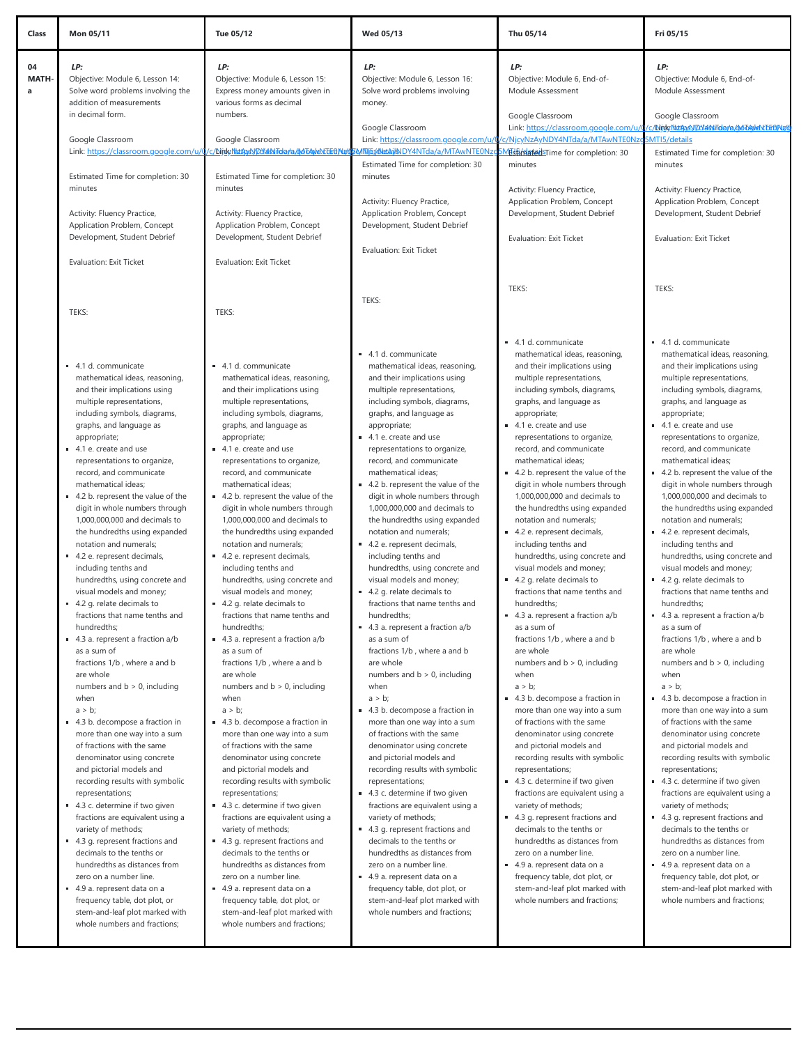| Class | Mon 05/11 | Tue 05/12 | Wed 05/13 | Thu 05/14 | Fri 05/15 |
|---|---|---|---|---|---|
| 04 MATH-a | ***LP:***<br>Objective: Module 6, Lesson 14: Solve word problems involving the addition of measurements in decimal form.<br><br>Google Classroom<br>Link: https://classroom.google.com/u/0/c/NjcyNzAyNDY4NTda/a/MTAwNTE0NzQ5MTI5/details<br><br>Estimated Time for completion: 30 minutes<br><br>Activity: Fluency Practice, Application Problem, Concept Development, Student Debrief<br><br>Evaluation: Exit Ticket<br><br>TEKS:<br><br>▪ 4.1 d. communicate mathematical ideas, reasoning, and their implications using multiple representations, including symbols, diagrams, graphs, and language as appropriate;<br>▪ 4.1 e. create and use representations to organize, record, and communicate mathematical ideas;<br>▪ 4.2 b. represent the value of the digit in whole numbers through 1,000,000,000 and decimals to the hundredths using expanded notation and numerals;<br>▪ 4.2 e. represent decimals, including tenths and hundredths, using concrete and visual models and money;<br>▪ 4.2 g. relate decimals to fractions that name tenths and hundredths;<br>▪ 4.3 a. represent a fraction a/b as a sum of fractions 1/b , where a and b are whole numbers and b > 0, including when a > b;<br>▪ 4.3 b. decompose a fraction in more than one way into a sum of fractions with the same denominator using concrete and pictorial models and recording results with symbolic representations;<br>▪ 4.3 c. determine if two given fractions are equivalent using a variety of methods;<br>▪ 4.3 g. represent fractions and decimals to the tenths or hundredths as distances from zero on a number line.<br>▪ 4.9 a. represent data on a frequency table, dot plot, or stem-and-leaf plot marked with whole numbers and fractions; | ***LP:***<br>Objective: Module 6, Lesson 15: Express money amounts given in various forms as decimal numbers.<br><br>Google Classroom<br>Link: https://classroom.google.com/u/0/c/NjcyNzAyNDY4NTda/a/MTAwNTE0NzQ5MTI5/details<br><br>Estimated Time for completion: 30 minutes<br><br>Activity: Fluency Practice, Application Problem, Concept Development, Student Debrief<br><br>Evaluation: Exit Ticket<br><br>TEKS:<br><br>▪ 4.1 d. communicate mathematical ideas, reasoning, and their implications using multiple representations, including symbols, diagrams, graphs, and language as appropriate;<br>▪ 4.1 e. create and use representations to organize, record, and communicate mathematical ideas;<br>▪ 4.2 b. represent the value of the digit in whole numbers through 1,000,000,000 and decimals to the hundredths using expanded notation and numerals;<br>▪ 4.2 e. represent decimals, including tenths and hundredths, using concrete and visual models and money;<br>▪ 4.2 g. relate decimals to fractions that name tenths and hundredths;<br>▪ 4.3 a. represent a fraction a/b as a sum of fractions 1/b , where a and b are whole numbers and b > 0, including when a > b;<br>▪ 4.3 b. decompose a fraction in more than one way into a sum of fractions with the same denominator using concrete and pictorial models and recording results with symbolic representations;<br>▪ 4.3 c. determine if two given fractions are equivalent using a variety of methods;<br>▪ 4.3 g. represent fractions and decimals to the tenths or hundredths as distances from zero on a number line.<br>▪ 4.9 a. represent data on a frequency table, dot plot, or stem-and-leaf plot marked with whole numbers and fractions; | ***LP:***<br>Objective: Module 6, Lesson 16: Solve word problems involving money.<br><br>Google Classroom<br>Link: https://classroom.google.com/u/0/c/NjcyNzAyNDY4NTda/a/MTAwNTE0NzQ5MTI5/details<br><br>Estimated Time for completion: 30 minutes<br><br>Activity: Fluency Practice, Application Problem, Concept Development, Student Debrief<br><br>Evaluation: Exit Ticket<br><br>TEKS:<br><br>▪ 4.1 d. communicate mathematical ideas, reasoning, and their implications using multiple representations, including symbols, diagrams, graphs, and language as appropriate;<br>▪ 4.1 e. create and use representations to organize, record, and communicate mathematical ideas;<br>▪ 4.2 b. represent the value of the digit in whole numbers through 1,000,000,000 and decimals to the hundredths using expanded notation and numerals;<br>▪ 4.2 e. represent decimals, including tenths and hundredths, using concrete and visual models and money;<br>▪ 4.2 g. relate decimals to fractions that name tenths and hundredths;<br>▪ 4.3 a. represent a fraction a/b as a sum of fractions 1/b , where a and b are whole numbers and b > 0, including when a > b;<br>▪ 4.3 b. decompose a fraction in more than one way into a sum of fractions with the same denominator using concrete and pictorial models and recording results with symbolic representations;<br>▪ 4.3 c. determine if two given fractions are equivalent using a variety of methods;<br>▪ 4.3 g. represent fractions and decimals to the tenths or hundredths as distances from zero on a number line.<br>▪ 4.9 a. represent data on a frequency table, dot plot, or stem-and-leaf plot marked with whole numbers and fractions; | ***LP:***<br>Objective: Module 6, End-of-Module Assessment<br><br>Google Classroom<br>Link: https://classroom.google.com/u/0/c/NjcyNzAyNDY4NTda/a/MTAwNTE0NzQ5MTI5/details<br><br>Estimated Time for completion: 30 minutes<br><br>Activity: Fluency Practice, Application Problem, Concept Development, Student Debrief<br><br>Evaluation: Exit Ticket<br><br>TEKS:<br><br>▪ 4.1 d. communicate mathematical ideas, reasoning, and their implications using multiple representations, including symbols, diagrams, graphs, and language as appropriate;<br>▪ 4.1 e. create and use representations to organize, record, and communicate mathematical ideas;<br>▪ 4.2 b. represent the value of the digit in whole numbers through 1,000,000,000 and decimals to the hundredths using expanded notation and numerals;<br>▪ 4.2 e. represent decimals, including tenths and hundredths, using concrete and visual models and money;<br>▪ 4.2 g. relate decimals to fractions that name tenths and hundredths;<br>▪ 4.3 a. represent a fraction a/b as a sum of fractions 1/b , where a and b are whole numbers and b > 0, including when a > b;<br>▪ 4.3 b. decompose a fraction in more than one way into a sum of fractions with the same denominator using concrete and pictorial models and recording results with symbolic representations;<br>▪ 4.3 c. determine if two given fractions are equivalent using a variety of methods;<br>▪ 4.3 g. represent fractions and decimals to the tenths or hundredths as distances from zero on a number line.<br>▪ 4.9 a. represent data on a frequency table, dot plot, or stem-and-leaf plot marked with whole numbers and fractions; | ***LP:***<br>Objective: Module 6, End-of-Module Assessment<br><br>Google Classroom<br>Link: https://classroom.google.com/u/0/c/NjcyNzAyNDY4NTda/a/MTAwNTE0NzQ5MTI5/details<br><br>Estimated Time for completion: 30 minutes<br><br>Activity: Fluency Practice, Application Problem, Concept Development, Student Debrief<br><br>Evaluation: Exit Ticket<br><br>TEKS:<br><br>▪ 4.1 d. communicate mathematical ideas, reasoning, and their implications using multiple representations, including symbols, diagrams, graphs, and language as appropriate;<br>▪ 4.1 e. create and use representations to organize, record, and communicate mathematical ideas;<br>▪ 4.2 b. represent the value of the digit in whole numbers through 1,000,000,000 and decimals to the hundredths using expanded notation and numerals;<br>▪ 4.2 e. represent decimals, including tenths and hundredths, using concrete and visual models and money;<br>▪ 4.2 g. relate decimals to fractions that name tenths and hundredths;<br>▪ 4.3 a. represent a fraction a/b as a sum of fractions 1/b , where a and b are whole numbers and b > 0, including when a > b;<br>▪ 4.3 b. decompose a fraction in more than one way into a sum of fractions with the same denominator using concrete and pictorial models and recording results with symbolic representations;<br>▪ 4.3 c. determine if two given fractions are equivalent using a variety of methods;<br>▪ 4.3 g. represent fractions and decimals to the tenths or hundredths as distances from zero on a number line.<br>▪ 4.9 a. represent data on a frequency table, dot plot, or stem-and-leaf plot marked with whole numbers and fractions; |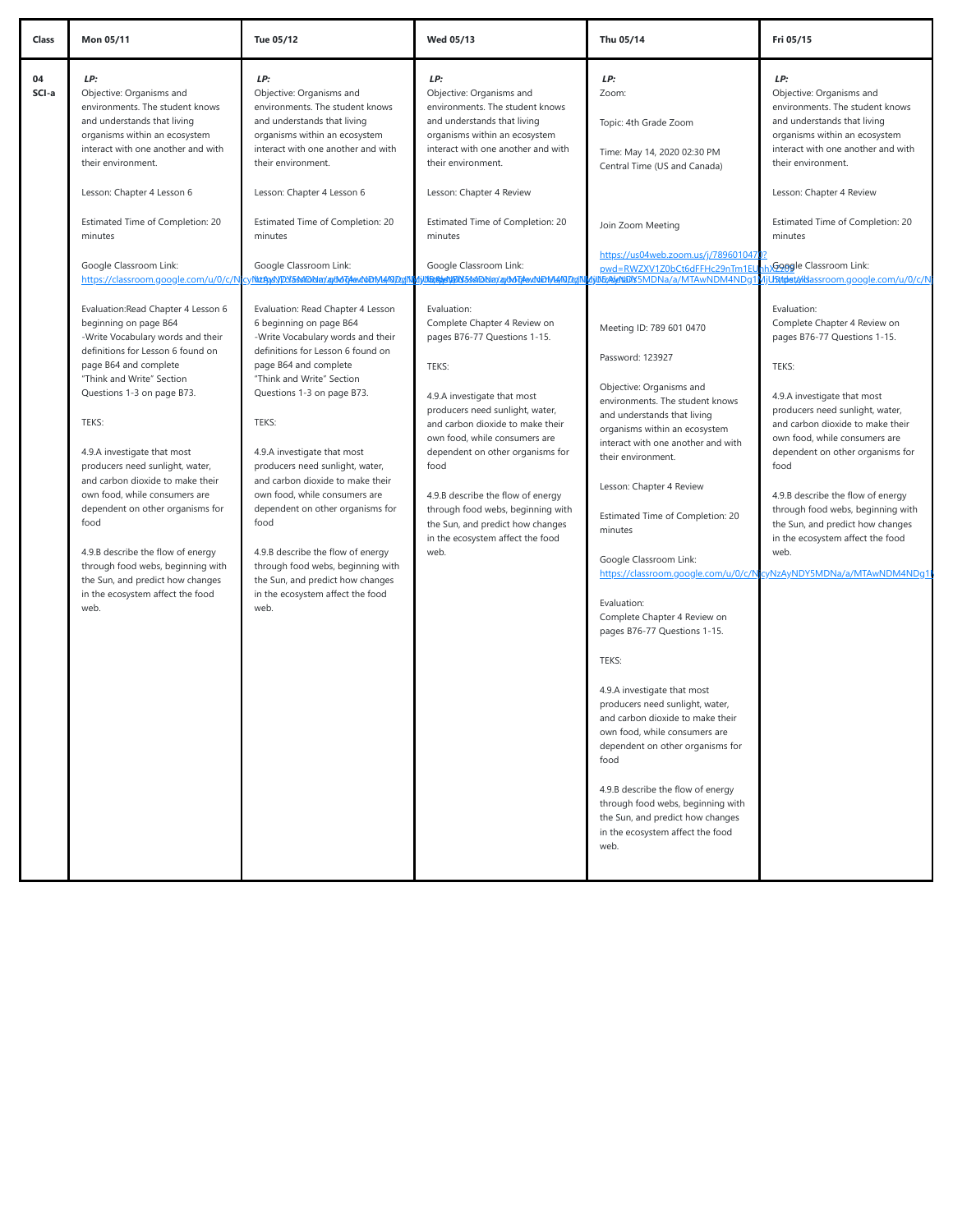| Class | Mon 05/11 | Tue 05/12 | Wed 05/13 | Thu 05/14 | Fri 05/15 |
|---|---|---|---|---|---|
| 04 SCI-a | ***LP:***<br>Objective: Organisms and environments. The student knows and understands that living organisms within an ecosystem interact with one another and with their environment.<br><br>Lesson: Chapter 4 Lesson 6<br><br>Estimated Time of Completion: 20 minutes<br><br>Google Classroom Link:<br>https://classroom.google.com/u/0/c/N...<br><br>Evaluation:Read Chapter 4 Lesson 6 beginning on page B64<br>-Write Vocabulary words and their definitions for Lesson 6 found on page B64 and complete "Think and Write" Section Questions 1-3 on page B73.<br><br>TEKS:<br><br>4.9.A investigate that most producers need sunlight, water, and carbon dioxide to make their own food, while consumers are dependent on other organisms for food<br><br>4.9.B describe the flow of energy through food webs, beginning with the Sun, and predict how changes in the ecosystem affect the food web. | ***LP:***<br>Objective: Organisms and environments. The student knows and understands that living organisms within an ecosystem interact with one another and with their environment.<br><br>Lesson: Chapter 4 Lesson 6<br><br>Estimated Time of Completion: 20 minutes<br><br>Google Classroom Link:<br>https://classroom.google.com/u/0/c/N...<br><br>Evaluation: Read Chapter 4 Lesson 6 beginning on page B64<br>-Write Vocabulary words and their definitions for Lesson 6 found on page B64 and complete "Think and Write" Section Questions 1-3 on page B73.<br><br>TEKS:<br><br>4.9.A investigate that most producers need sunlight, water, and carbon dioxide to make their own food, while consumers are dependent on other organisms for food<br><br>4.9.B describe the flow of energy through food webs, beginning with the Sun, and predict how changes in the ecosystem affect the food web. | ***LP:***<br>Objective: Organisms and environments. The student knows and understands that living organisms within an ecosystem interact with one another and with their environment.<br><br>Lesson: Chapter 4 Review<br><br>Estimated Time of Completion: 20 minutes<br><br>Google Classroom Link:<br>https://classroom.google.com/u/0/c/N...<br><br>Evaluation:<br>Complete Chapter 4 Review on pages B76-77 Questions 1-15.<br><br>TEKS:<br><br>4.9.A investigate that most producers need sunlight, water, and carbon dioxide to make their own food, while consumers are dependent on other organisms for food<br><br>4.9.B describe the flow of energy through food webs, beginning with the Sun, and predict how changes in the ecosystem affect the food web. | ***LP:***<br>Zoom:<br><br>Topic: 4th Grade Zoom<br><br>Time: May 14, 2020 02:30 PM Central Time (US and Canada)<br><br>Join Zoom Meeting<br><br>https://us04web.zoom.us/j/7896010470?pwd=RWZXV1Z0bCt6dFFHc29nTm1EUhXZz09<br><br>Meeting ID: 789 601 0470<br><br>Password: 123927<br><br>Objective: Organisms and environments. The student knows and understands that living organisms within an ecosystem interact with one another and with their environment.<br><br>Lesson: Chapter 4 Review<br><br>Estimated Time of Completion: 20 minutes<br><br>Google Classroom Link:<br>https://classroom.google.com/u/0/c/NcyNzAyNDY5MDNa/a/MTAwNDM4NDg1...<br><br>Evaluation:<br>Complete Chapter 4 Review on pages B76-77 Questions 1-15.<br><br>TEKS:<br><br>4.9.A investigate that most producers need sunlight, water, and carbon dioxide to make their own food, while consumers are dependent on other organisms for food<br><br>4.9.B describe the flow of energy through food webs, beginning with the Sun, and predict how changes in the ecosystem affect the food web. | ***LP:***<br>Objective: Organisms and environments. The student knows and understands that living organisms within an ecosystem interact with one another and with their environment.<br><br>Lesson: Chapter 4 Review<br><br>Estimated Time of Completion: 20 minutes<br><br>Google Classroom Link:<br>https://classroom.google.com/u/0/c/N...<br><br>Evaluation:<br>Complete Chapter 4 Review on pages B76-77 Questions 1-15.<br><br>TEKS:<br><br>4.9.A investigate that most producers need sunlight, water, and carbon dioxide to make their own food, while consumers are dependent on other organisms for food<br><br>4.9.B describe the flow of energy through food webs, beginning with the Sun, and predict how changes in the ecosystem affect the food web. |